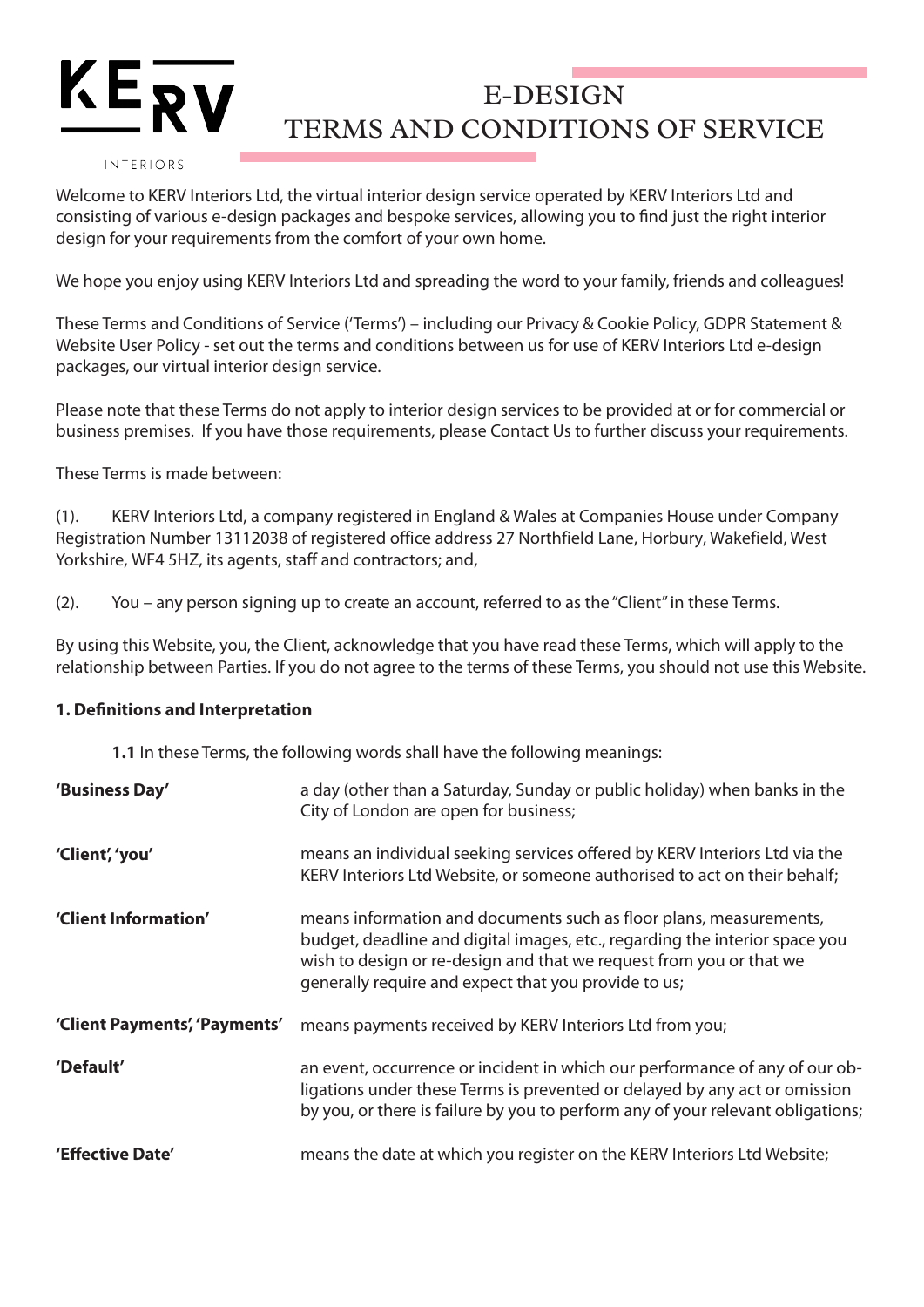KERV INTERIORS

# E-DESIGN TERMS AND CONDITIONS OF SERVICE

Welcome to KERV Interiors Ltd, the virtual interior design service operated by KERV Interiors Ltd and consisting of various e-design packages and bespoke services, allowing you to find just the right interior design for your requirements from the comfort of your own home.

We hope you enjoy using KERV Interiors Ltd and spreading the word to your family, friends and colleagues!

These Terms and Conditions of Service ('Terms') – including our Privacy & Cookie Policy, GDPR Statement & Website User Policy - set out the terms and conditions between us for use of KERV Interiors Ltd e-design packages, our virtual interior design service.

Please note that these Terms do not apply to interior design services to be provided at or for commercial or business premises. If you have those requirements, please Contact Us to further discuss your requirements.

These Terms is made between:

(1). KERV Interiors Ltd, a company registered in England & Wales at Companies House under Company Registration Number 13112038 of registered office address 27 Northfield Lane, Horbury, Wakefield, West Yorkshire, WF4 5HZ, its agents, staff and contractors; and,

(2). You – any person signing up to create an account, referred to as the "Client" in these Terms.

By using this Website, you, the Client, acknowledge that you have read these Terms, which will apply to the relationship between Parties. If you do not agree to the terms of these Terms, you should not use this Website.

## 1. Definitions and Interpretation

**1.1** In these Terms, the following words shall have the following meanings:

| | |
|---|---|
| **'Business Day'** | a day (other than a Saturday, Sunday or public holiday) when banks in the City of London are open for business; |
| **'Client', 'you'** | means an individual seeking services offered by KERV Interiors Ltd via the KERV Interiors Ltd Website, or someone authorised to act on their behalf; |
| **'Client Information'** | means information and documents such as floor plans, measurements, budget, deadline and digital images, etc., regarding the interior space you wish to design or re-design and that we request from you or that we generally require and expect that you provide to us; |
| **'Client Payments', 'Payments'** | means payments received by KERV Interiors Ltd from you; |
| **'Default'** | an event, occurrence or incident in which our performance of any of our obligations under these Terms is prevented or delayed by any act or omission by you, or there is failure by you to perform any of your relevant obligations; |
| **'Effective Date'** | means the date at which you register on the KERV Interiors Ltd Website; |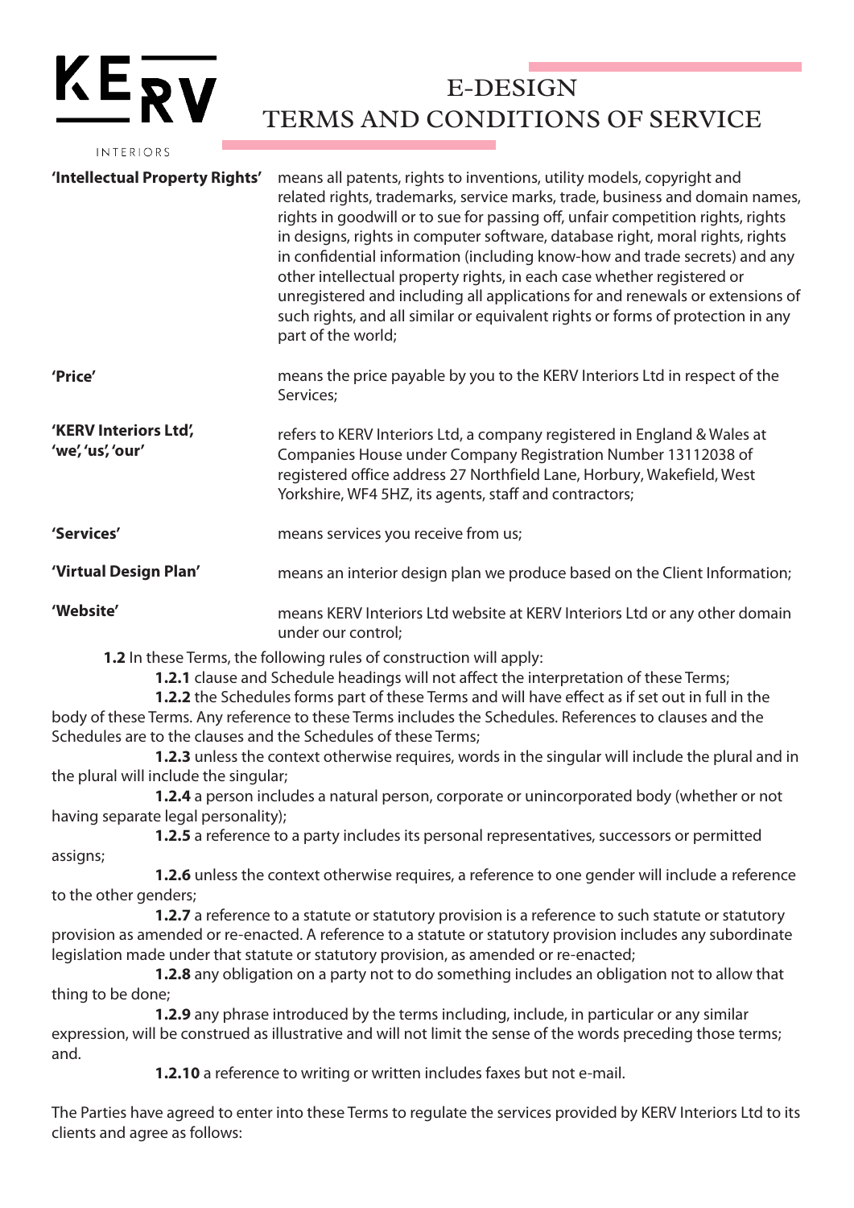| | |
|---|---|
| **'Intellectual Property Rights'** | means all patents, rights to inventions, utility models, copyright and related rights, trademarks, service marks, trade, business and domain names, rights in goodwill or to sue for passing off, unfair competition rights, rights in designs, rights in computer software, database right, moral rights, rights in confidential information (including know-how and trade secrets) and any other intellectual property rights, in each case whether registered or unregistered and including all applications for and renewals or extensions of such rights, and all similar or equivalent rights or forms of protection in any part of the world; |
| **'Price'** | means the price payable by you to the KERV Interiors Ltd in respect of the Services; |
| **'KERV Interiors Ltd', 'we', 'us', 'our'** | refers to KERV Interiors Ltd, a company registered in England & Wales at Companies House under Company Registration Number 13112038 of registered office address 27 Northfield Lane, Horbury, Wakefield, West Yorkshire, WF4 5HZ, its agents, staff and contractors; |
| **'Services'** | means services you receive from us; |
| **'Virtual Design Plan'** | means an interior design plan we produce based on the Client Information; |
| **'Website'** | means KERV Interiors Ltd website at KERV Interiors Ltd or any other domain under our control; |

**1.2** In these Terms, the following rules of construction will apply:

**1.2.1** clause and Schedule headings will not affect the interpretation of these Terms;

**1.2.2** the Schedules forms part of these Terms and will have effect as if set out in full in the body of these Terms. Any reference to these Terms includes the Schedules. References to clauses and the Schedules are to the clauses and the Schedules of these Terms;

**1.2.3** unless the context otherwise requires, words in the singular will include the plural and in the plural will include the singular;

**1.2.4** a person includes a natural person, corporate or unincorporated body (whether or not having separate legal personality);

**1.2.5** a reference to a party includes its personal representatives, successors or permitted assigns;

**1.2.6** unless the context otherwise requires, a reference to one gender will include a reference to the other genders;

**1.2.7** a reference to a statute or statutory provision is a reference to such statute or statutory provision as amended or re-enacted. A reference to a statute or statutory provision includes any subordinate legislation made under that statute or statutory provision, as amended or re-enacted;

**1.2.8** any obligation on a party not to do something includes an obligation not to allow that thing to be done;

**1.2.9** any phrase introduced by the terms including, include, in particular or any similar expression, will be construed as illustrative and will not limit the sense of the words preceding those terms; and.

**1.2.10** a reference to writing or written includes faxes but not e-mail.

The Parties have agreed to enter into these Terms to regulate the services provided by KERV Interiors Ltd to its clients and agree as follows: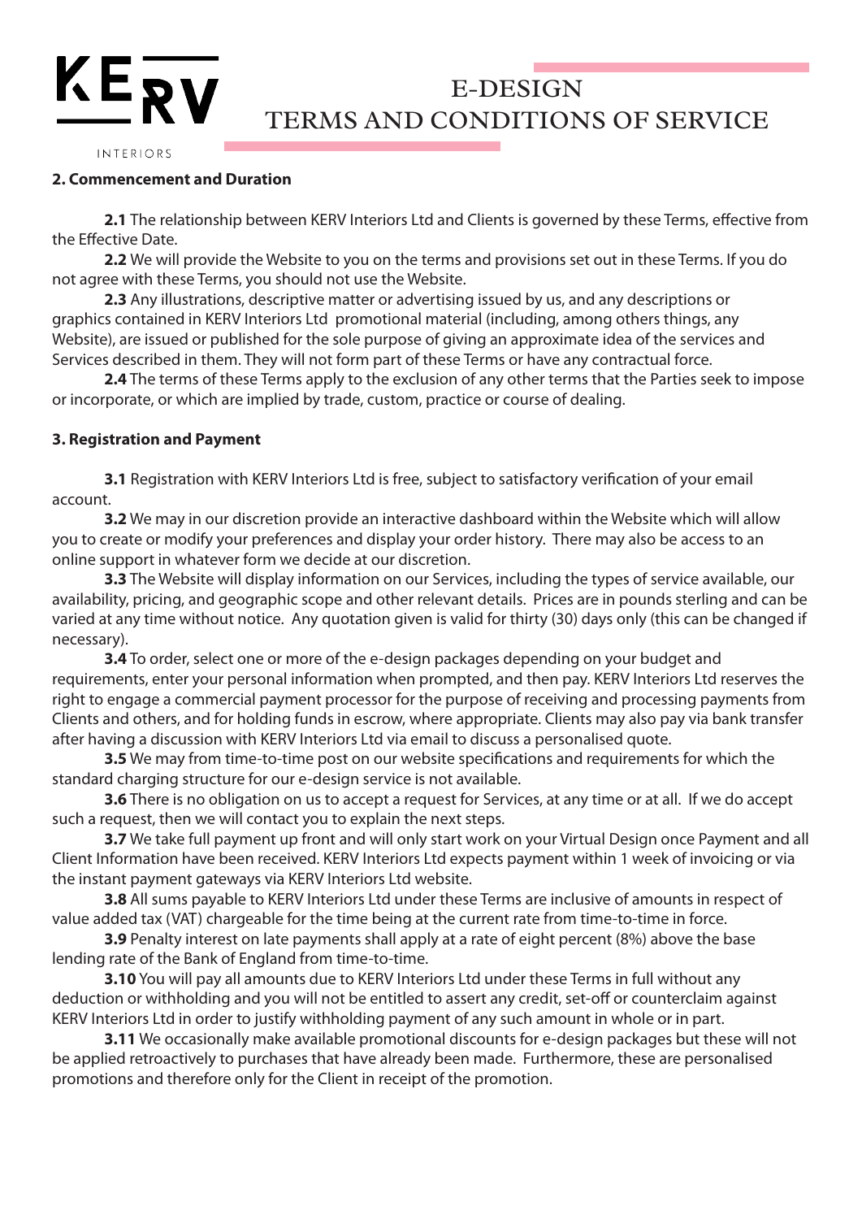**2. Commencement and Duration**

**2.1** The relationship between KERV Interiors Ltd and Clients is governed by these Terms, effective from the Effective Date.

**2.2** We will provide the Website to you on the terms and provisions set out in these Terms. If you do not agree with these Terms, you should not use the Website.

**2.3** Any illustrations, descriptive matter or advertising issued by us, and any descriptions or graphics contained in KERV Interiors Ltd promotional material (including, among others things, any Website), are issued or published for the sole purpose of giving an approximate idea of the services and Services described in them. They will not form part of these Terms or have any contractual force.

**2.4** The terms of these Terms apply to the exclusion of any other terms that the Parties seek to impose or incorporate, or which are implied by trade, custom, practice or course of dealing.

**3. Registration and Payment**

**3.1** Registration with KERV Interiors Ltd is free, subject to satisfactory verification of your email account.

**3.2** We may in our discretion provide an interactive dashboard within the Website which will allow you to create or modify your preferences and display your order history. There may also be access to an online support in whatever form we decide at our discretion.

**3.3** The Website will display information on our Services, including the types of service available, our availability, pricing, and geographic scope and other relevant details. Prices are in pounds sterling and can be varied at any time without notice. Any quotation given is valid for thirty (30) days only (this can be changed if necessary).

**3.4** To order, select one or more of the e-design packages depending on your budget and requirements, enter your personal information when prompted, and then pay. KERV Interiors Ltd reserves the right to engage a commercial payment processor for the purpose of receiving and processing payments from Clients and others, and for holding funds in escrow, where appropriate. Clients may also pay via bank transfer after having a discussion with KERV Interiors Ltd via email to discuss a personalised quote.

**3.5** We may from time-to-time post on our website specifications and requirements for which the standard charging structure for our e-design service is not available.

**3.6** There is no obligation on us to accept a request for Services, at any time or at all. If we do accept such a request, then we will contact you to explain the next steps.

**3.7** We take full payment up front and will only start work on your Virtual Design once Payment and all Client Information have been received. KERV Interiors Ltd expects payment within 1 week of invoicing or via the instant payment gateways via KERV Interiors Ltd website.

**3.8** All sums payable to KERV Interiors Ltd under these Terms are inclusive of amounts in respect of value added tax (VAT) chargeable for the time being at the current rate from time-to-time in force.

**3.9** Penalty interest on late payments shall apply at a rate of eight percent (8%) above the base lending rate of the Bank of England from time-to-time.

**3.10** You will pay all amounts due to KERV Interiors Ltd under these Terms in full without any deduction or withholding and you will not be entitled to assert any credit, set-off or counterclaim against KERV Interiors Ltd in order to justify withholding payment of any such amount in whole or in part.

**3.11** We occasionally make available promotional discounts for e-design packages but these will not be applied retroactively to purchases that have already been made. Furthermore, these are personalised promotions and therefore only for the Client in receipt of the promotion.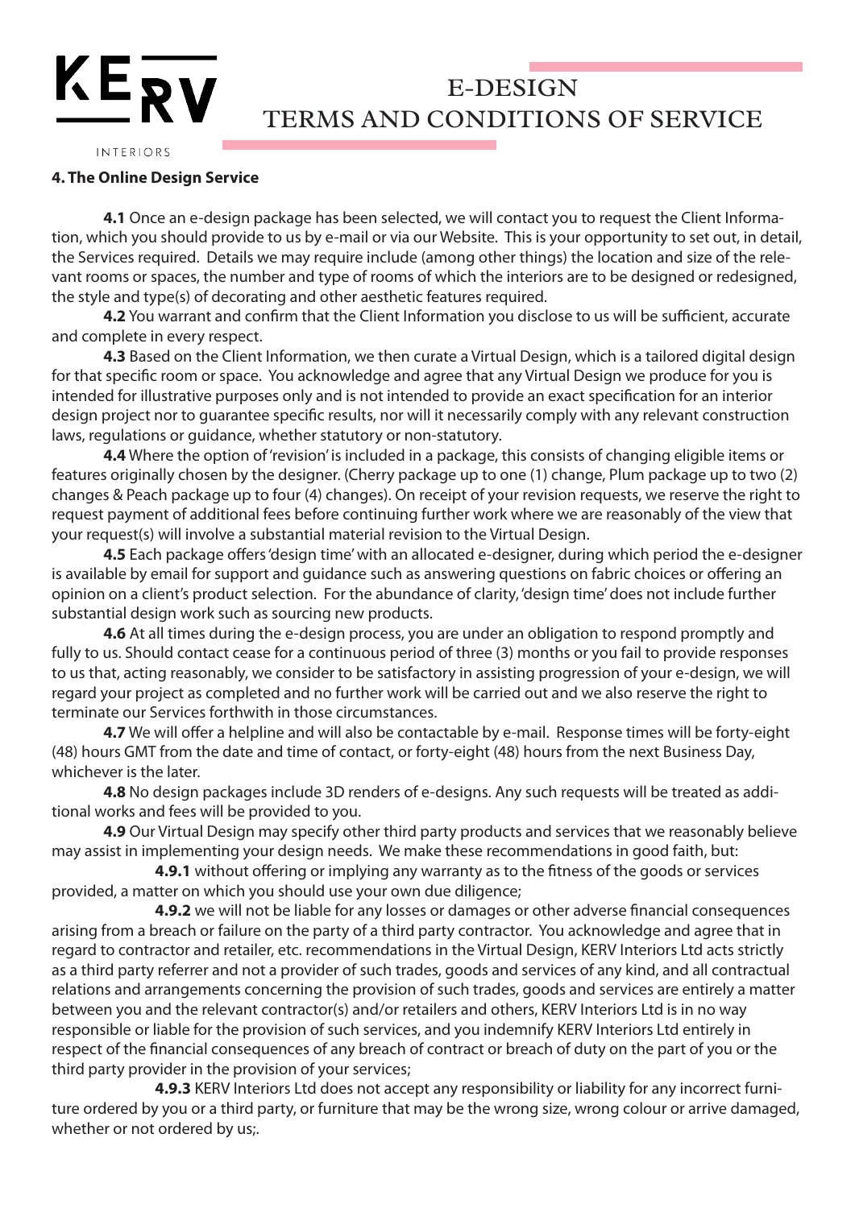## 4. The Online Design Service

**4.1** Once an e-design package has been selected, we will contact you to request the Client Information, which you should provide to us by e-mail or via our Website. This is your opportunity to set out, in detail, the Services required. Details we may require include (among other things) the location and size of the relevant rooms or spaces, the number and type of rooms of which the interiors are to be designed or redesigned, the style and type(s) of decorating and other aesthetic features required.

**4.2** You warrant and confirm that the Client Information you disclose to us will be sufficient, accurate and complete in every respect.

**4.3** Based on the Client Information, we then curate a Virtual Design, which is a tailored digital design for that specific room or space. You acknowledge and agree that any Virtual Design we produce for you is intended for illustrative purposes only and is not intended to provide an exact specification for an interior design project nor to guarantee specific results, nor will it necessarily comply with any relevant construction laws, regulations or guidance, whether statutory or non-statutory.

**4.4** Where the option of 'revision' is included in a package, this consists of changing eligible items or features originally chosen by the designer. (Cherry package up to one (1) change, Plum package up to two (2) changes & Peach package up to four (4) changes). On receipt of your revision requests, we reserve the right to request payment of additional fees before continuing further work where we are reasonably of the view that your request(s) will involve a substantial material revision to the Virtual Design.

**4.5** Each package offers 'design time' with an allocated e-designer, during which period the e-designer is available by email for support and guidance such as answering questions on fabric choices or offering an opinion on a client's product selection. For the abundance of clarity, 'design time' does not include further substantial design work such as sourcing new products.

**4.6** At all times during the e-design process, you are under an obligation to respond promptly and fully to us. Should contact cease for a continuous period of three (3) months or you fail to provide responses to us that, acting reasonably, we consider to be satisfactory in assisting progression of your e-design, we will regard your project as completed and no further work will be carried out and we also reserve the right to terminate our Services forthwith in those circumstances.

**4.7** We will offer a helpline and will also be contactable by e-mail. Response times will be forty-eight (48) hours GMT from the date and time of contact, or forty-eight (48) hours from the next Business Day, whichever is the later.

**4.8** No design packages include 3D renders of e-designs. Any such requests will be treated as additional works and fees will be provided to you.

**4.9** Our Virtual Design may specify other third party products and services that we reasonably believe may assist in implementing your design needs. We make these recommendations in good faith, but:

**4.9.1** without offering or implying any warranty as to the fitness of the goods or services provided, a matter on which you should use your own due diligence;

**4.9.2** we will not be liable for any losses or damages or other adverse financial consequences arising from a breach or failure on the party of a third party contractor. You acknowledge and agree that in regard to contractor and retailer, etc. recommendations in the Virtual Design, KERV Interiors Ltd acts strictly as a third party referrer and not a provider of such trades, goods and services of any kind, and all contractual relations and arrangements concerning the provision of such trades, goods and services are entirely a matter between you and the relevant contractor(s) and/or retailers and others, KERV Interiors Ltd is in no way responsible or liable for the provision of such services, and you indemnify KERV Interiors Ltd entirely in respect of the financial consequences of any breach of contract or breach of duty on the part of you or the third party provider in the provision of your services;

**4.9.3** KERV Interiors Ltd does not accept any responsibility or liability for any incorrect furniture ordered by you or a third party, or furniture that may be the wrong size, wrong colour or arrive damaged, whether or not ordered by us;.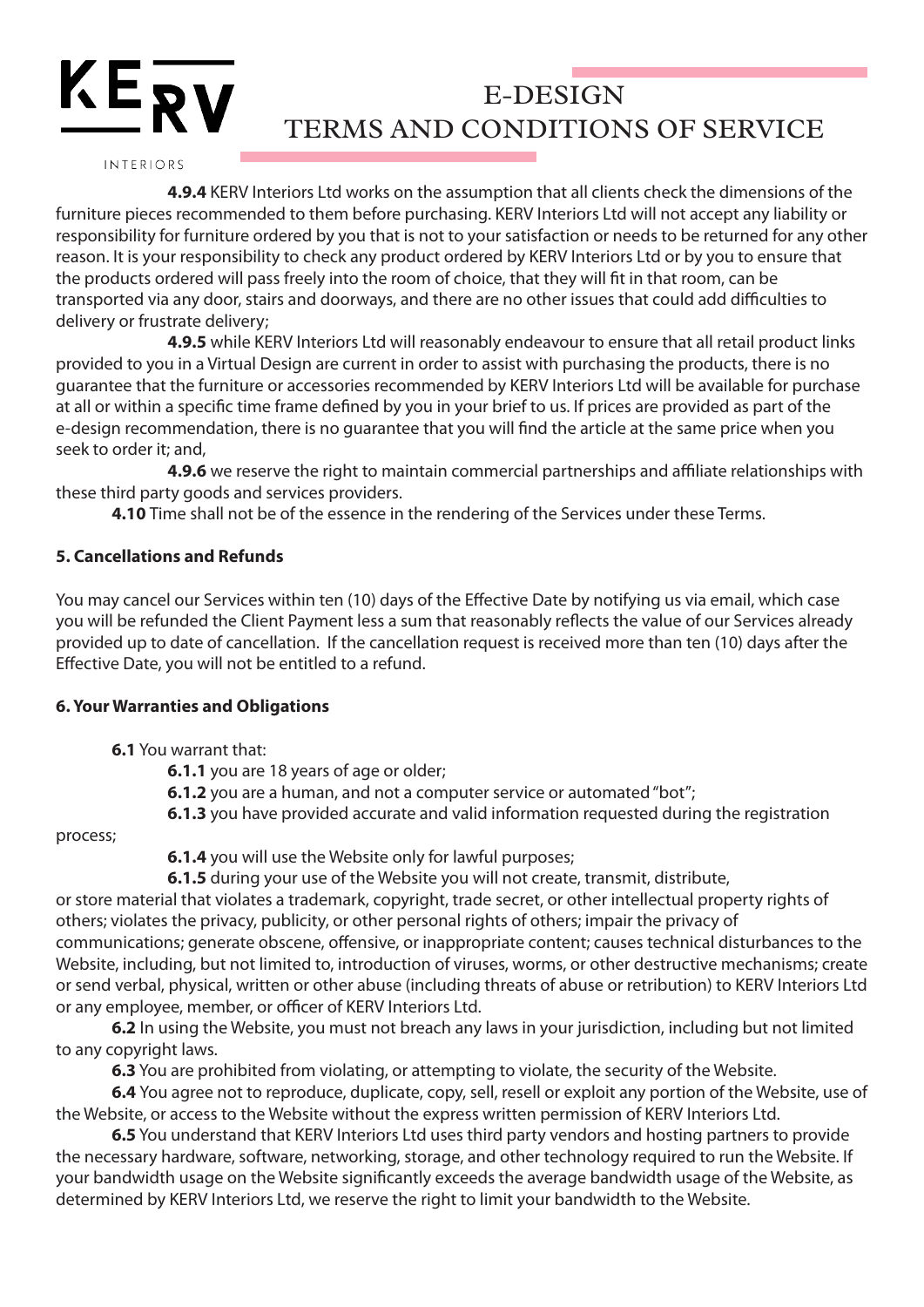**4.9.4** KERV Interiors Ltd works on the assumption that all clients check the dimensions of the furniture pieces recommended to them before purchasing. KERV Interiors Ltd will not accept any liability or responsibility for furniture ordered by you that is not to your satisfaction or needs to be returned for any other reason. It is your responsibility to check any product ordered by KERV Interiors Ltd or by you to ensure that the products ordered will pass freely into the room of choice, that they will fit in that room, can be transported via any door, stairs and doorways, and there are no other issues that could add difficulties to delivery or frustrate delivery;

**4.9.5** while KERV Interiors Ltd will reasonably endeavour to ensure that all retail product links provided to you in a Virtual Design are current in order to assist with purchasing the products, there is no guarantee that the furniture or accessories recommended by KERV Interiors Ltd will be available for purchase at all or within a specific time frame defined by you in your brief to us. If prices are provided as part of the e-design recommendation, there is no guarantee that you will find the article at the same price when you seek to order it; and,

**4.9.6** we reserve the right to maintain commercial partnerships and affiliate relationships with these third party goods and services providers.

**4.10** Time shall not be of the essence in the rendering of the Services under these Terms.

**5. Cancellations and Refunds**

You may cancel our Services within ten (10) days of the Effective Date by notifying us via email, which case you will be refunded the Client Payment less a sum that reasonably reflects the value of our Services already provided up to date of cancellation. If the cancellation request is received more than ten (10) days after the Effective Date, you will not be entitled to a refund.

**6. Your Warranties and Obligations**

**6.1** You warrant that:

**6.1.1** you are 18 years of age or older;

**6.1.2** you are a human, and not a computer service or automated "bot";

**6.1.3** you have provided accurate and valid information requested during the registration process;

**6.1.4** you will use the Website only for lawful purposes;

**6.1.5** during your use of the Website you will not create, transmit, distribute, or store material that violates a trademark, copyright, trade secret, or other intellectual property rights of others; violates the privacy, publicity, or other personal rights of others; impair the privacy of communications; generate obscene, offensive, or inappropriate content; causes technical disturbances to the Website, including, but not limited to, introduction of viruses, worms, or other destructive mechanisms; create or send verbal, physical, written or other abuse (including threats of abuse or retribution) to KERV Interiors Ltd or any employee, member, or officer of KERV Interiors Ltd.

**6.2** In using the Website, you must not breach any laws in your jurisdiction, including but not limited to any copyright laws.

**6.3** You are prohibited from violating, or attempting to violate, the security of the Website.

**6.4** You agree not to reproduce, duplicate, copy, sell, resell or exploit any portion of the Website, use of the Website, or access to the Website without the express written permission of KERV Interiors Ltd.

**6.5** You understand that KERV Interiors Ltd uses third party vendors and hosting partners to provide the necessary hardware, software, networking, storage, and other technology required to run the Website. If your bandwidth usage on the Website significantly exceeds the average bandwidth usage of the Website, as determined by KERV Interiors Ltd, we reserve the right to limit your bandwidth to the Website.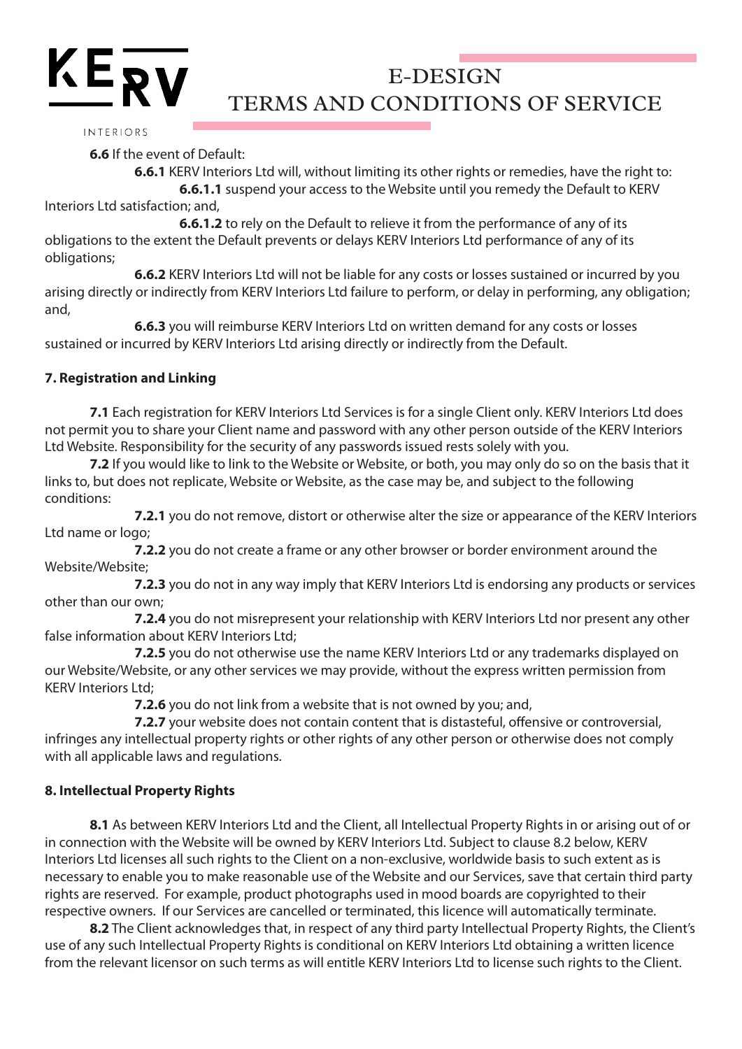**6.6** If the event of Default:

**6.6.1** KERV Interiors Ltd will, without limiting its other rights or remedies, have the right to:

**6.6.1.1** suspend your access to the Website until you remedy the Default to KERV Interiors Ltd satisfaction; and,

**6.6.1.2** to rely on the Default to relieve it from the performance of any of its obligations to the extent the Default prevents or delays KERV Interiors Ltd performance of any of its obligations;

**6.6.2** KERV Interiors Ltd will not be liable for any costs or losses sustained or incurred by you arising directly or indirectly from KERV Interiors Ltd failure to perform, or delay in performing, any obligation; and,

**6.6.3** you will reimburse KERV Interiors Ltd on written demand for any costs or losses sustained or incurred by KERV Interiors Ltd arising directly or indirectly from the Default.

**7. Registration and Linking**

**7.1** Each registration for KERV Interiors Ltd Services is for a single Client only. KERV Interiors Ltd does not permit you to share your Client name and password with any other person outside of the KERV Interiors Ltd Website. Responsibility for the security of any passwords issued rests solely with you.

**7.2** If you would like to link to the Website or Website, or both, you may only do so on the basis that it links to, but does not replicate, Website or Website, as the case may be, and subject to the following conditions:

**7.2.1** you do not remove, distort or otherwise alter the size or appearance of the KERV Interiors Ltd name or logo;

**7.2.2** you do not create a frame or any other browser or border environment around the Website/Website;

**7.2.3** you do not in any way imply that KERV Interiors Ltd is endorsing any products or services other than our own;

**7.2.4** you do not misrepresent your relationship with KERV Interiors Ltd nor present any other false information about KERV Interiors Ltd;

**7.2.5** you do not otherwise use the name KERV Interiors Ltd or any trademarks displayed on our Website/Website, or any other services we may provide, without the express written permission from KERV Interiors Ltd;

**7.2.6** you do not link from a website that is not owned by you; and,

**7.2.7** your website does not contain content that is distasteful, offensive or controversial, infringes any intellectual property rights or other rights of any other person or otherwise does not comply with all applicable laws and regulations.

**8. Intellectual Property Rights**

**8.1** As between KERV Interiors Ltd and the Client, all Intellectual Property Rights in or arising out of or in connection with the Website will be owned by KERV Interiors Ltd. Subject to clause 8.2 below, KERV Interiors Ltd licenses all such rights to the Client on a non-exclusive, worldwide basis to such extent as is necessary to enable you to make reasonable use of the Website and our Services, save that certain third party rights are reserved. For example, product photographs used in mood boards are copyrighted to their respective owners. If our Services are cancelled or terminated, this licence will automatically terminate.

**8.2** The Client acknowledges that, in respect of any third party Intellectual Property Rights, the Client's use of any such Intellectual Property Rights is conditional on KERV Interiors Ltd obtaining a written licence from the relevant licensor on such terms as will entitle KERV Interiors Ltd to license such rights to the Client.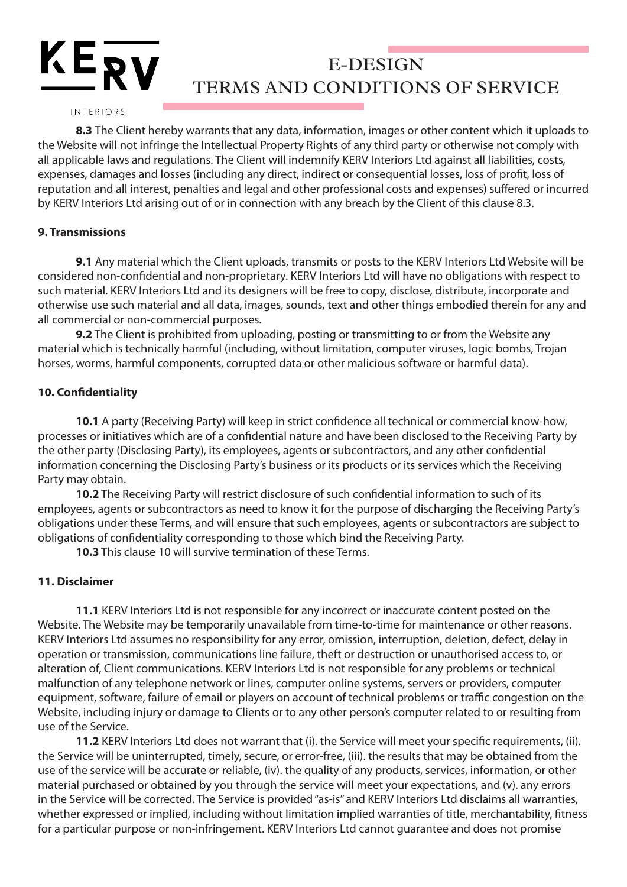**8.3** The Client hereby warrants that any data, information, images or other content which it uploads to the Website will not infringe the Intellectual Property Rights of any third party or otherwise not comply with all applicable laws and regulations. The Client will indemnify KERV Interiors Ltd against all liabilities, costs, expenses, damages and losses (including any direct, indirect or consequential losses, loss of profit, loss of reputation and all interest, penalties and legal and other professional costs and expenses) suffered or incurred by KERV Interiors Ltd arising out of or in connection with any breach by the Client of this clause 8.3.

**9. Transmissions**

**9.1** Any material which the Client uploads, transmits or posts to the KERV Interiors Ltd Website will be considered non-confidential and non-proprietary. KERV Interiors Ltd will have no obligations with respect to such material. KERV Interiors Ltd and its designers will be free to copy, disclose, distribute, incorporate and otherwise use such material and all data, images, sounds, text and other things embodied therein for any and all commercial or non-commercial purposes.

**9.2** The Client is prohibited from uploading, posting or transmitting to or from the Website any material which is technically harmful (including, without limitation, computer viruses, logic bombs, Trojan horses, worms, harmful components, corrupted data or other malicious software or harmful data).

**10. Confidentiality**

**10.1** A party (Receiving Party) will keep in strict confidence all technical or commercial know-how, processes or initiatives which are of a confidential nature and have been disclosed to the Receiving Party by the other party (Disclosing Party), its employees, agents or subcontractors, and any other confidential information concerning the Disclosing Party's business or its products or its services which the Receiving Party may obtain.

**10.2** The Receiving Party will restrict disclosure of such confidential information to such of its employees, agents or subcontractors as need to know it for the purpose of discharging the Receiving Party's obligations under these Terms, and will ensure that such employees, agents or subcontractors are subject to obligations of confidentiality corresponding to those which bind the Receiving Party.

**10.3** This clause 10 will survive termination of these Terms.

**11. Disclaimer**

**11.1** KERV Interiors Ltd is not responsible for any incorrect or inaccurate content posted on the Website. The Website may be temporarily unavailable from time-to-time for maintenance or other reasons. KERV Interiors Ltd assumes no responsibility for any error, omission, interruption, deletion, defect, delay in operation or transmission, communications line failure, theft or destruction or unauthorised access to, or alteration of, Client communications. KERV Interiors Ltd is not responsible for any problems or technical malfunction of any telephone network or lines, computer online systems, servers or providers, computer equipment, software, failure of email or players on account of technical problems or traffic congestion on the Website, including injury or damage to Clients or to any other person's computer related to or resulting from use of the Service.

**11.2** KERV Interiors Ltd does not warrant that (i). the Service will meet your specific requirements, (ii). the Service will be uninterrupted, timely, secure, or error-free, (iii). the results that may be obtained from the use of the service will be accurate or reliable, (iv). the quality of any products, services, information, or other material purchased or obtained by you through the service will meet your expectations, and (v). any errors in the Service will be corrected. The Service is provided "as-is" and KERV Interiors Ltd disclaims all warranties, whether expressed or implied, including without limitation implied warranties of title, merchantability, fitness for a particular purpose or non-infringement. KERV Interiors Ltd cannot guarantee and does not promise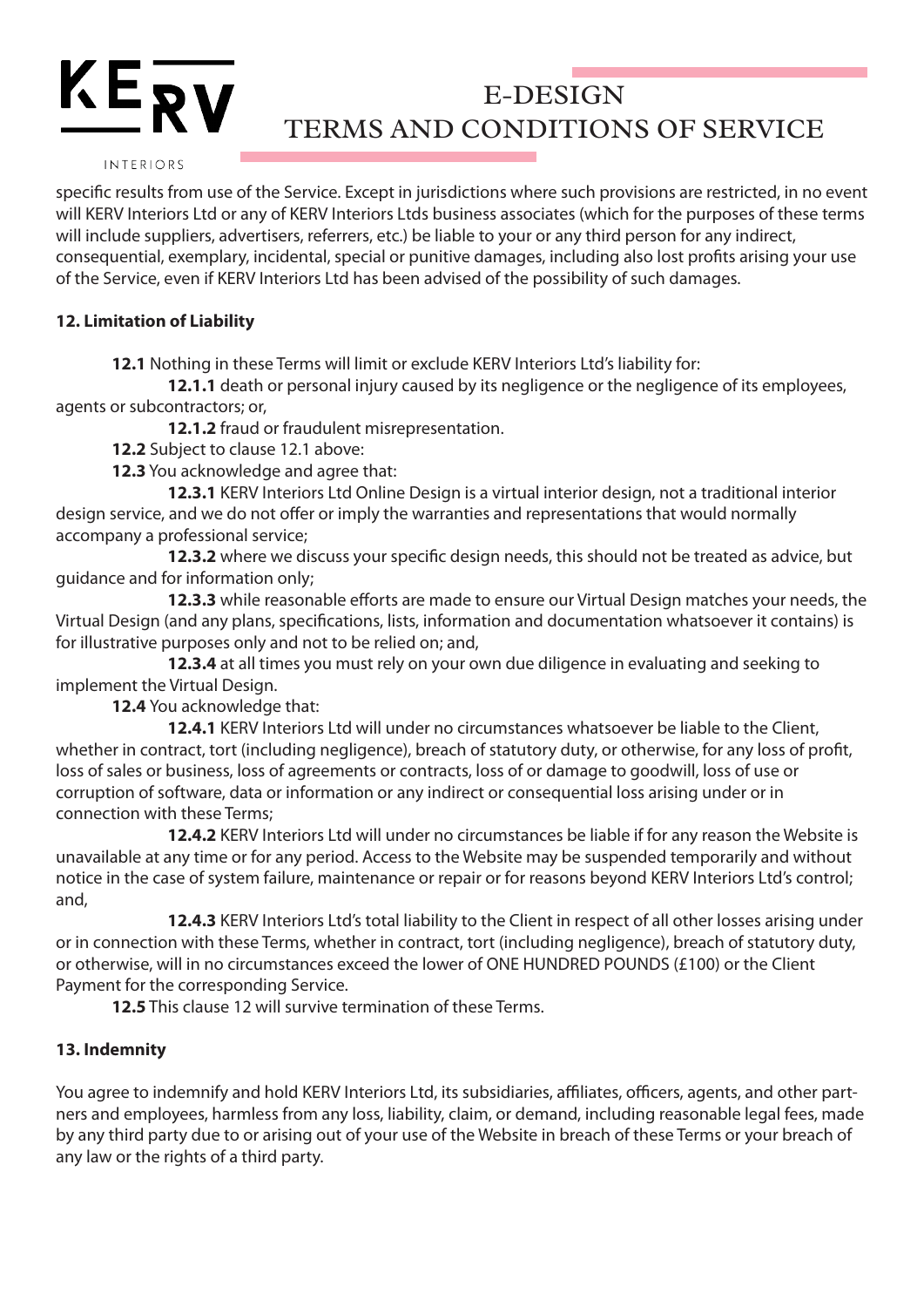specific results from use of the Service. Except in jurisdictions where such provisions are restricted, in no event will KERV Interiors Ltd or any of KERV Interiors Ltds business associates (which for the purposes of these terms will include suppliers, advertisers, referrers, etc.) be liable to your or any third person for any indirect, consequential, exemplary, incidental, special or punitive damages, including also lost profits arising your use of the Service, even if KERV Interiors Ltd has been advised of the possibility of such damages.

**12. Limitation of Liability**

**12.1** Nothing in these Terms will limit or exclude KERV Interiors Ltd's liability for:

**12.1.1** death or personal injury caused by its negligence or the negligence of its employees, agents or subcontractors; or,

**12.1.2** fraud or fraudulent misrepresentation.

**12.2** Subject to clause 12.1 above:

**12.3** You acknowledge and agree that:

**12.3.1** KERV Interiors Ltd Online Design is a virtual interior design, not a traditional interior design service, and we do not offer or imply the warranties and representations that would normally accompany a professional service;

**12.3.2** where we discuss your specific design needs, this should not be treated as advice, but guidance and for information only;

**12.3.3** while reasonable efforts are made to ensure our Virtual Design matches your needs, the Virtual Design (and any plans, specifications, lists, information and documentation whatsoever it contains) is for illustrative purposes only and not to be relied on; and,

**12.3.4** at all times you must rely on your own due diligence in evaluating and seeking to implement the Virtual Design.

**12.4** You acknowledge that:

**12.4.1** KERV Interiors Ltd will under no circumstances whatsoever be liable to the Client, whether in contract, tort (including negligence), breach of statutory duty, or otherwise, for any loss of profit, loss of sales or business, loss of agreements or contracts, loss of or damage to goodwill, loss of use or corruption of software, data or information or any indirect or consequential loss arising under or in connection with these Terms;

**12.4.2** KERV Interiors Ltd will under no circumstances be liable if for any reason the Website is unavailable at any time or for any period. Access to the Website may be suspended temporarily and without notice in the case of system failure, maintenance or repair or for reasons beyond KERV Interiors Ltd's control; and,

**12.4.3** KERV Interiors Ltd's total liability to the Client in respect of all other losses arising under or in connection with these Terms, whether in contract, tort (including negligence), breach of statutory duty, or otherwise, will in no circumstances exceed the lower of ONE HUNDRED POUNDS (£100) or the Client Payment for the corresponding Service.

**12.5** This clause 12 will survive termination of these Terms.

**13. Indemnity**

You agree to indemnify and hold KERV Interiors Ltd, its subsidiaries, affiliates, officers, agents, and other partners and employees, harmless from any loss, liability, claim, or demand, including reasonable legal fees, made by any third party due to or arising out of your use of the Website in breach of these Terms or your breach of any law or the rights of a third party.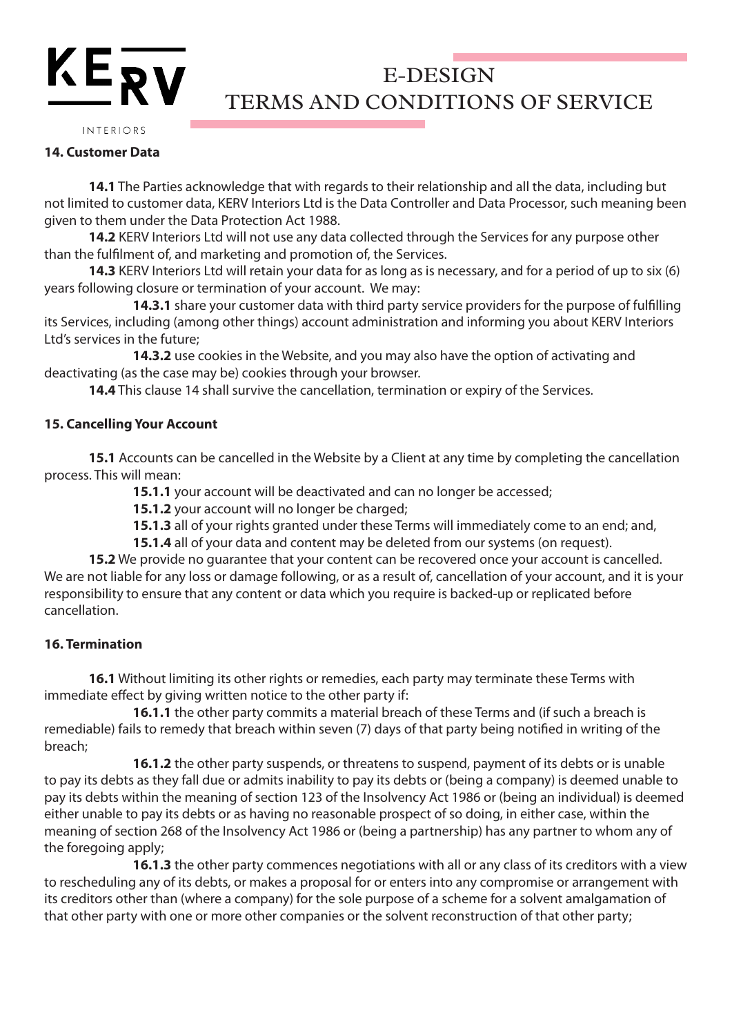## 14. Customer Data

**14.1** The Parties acknowledge that with regards to their relationship and all the data, including but not limited to customer data, KERV Interiors Ltd is the Data Controller and Data Processor, such meaning been given to them under the Data Protection Act 1988.

**14.2** KERV Interiors Ltd will not use any data collected through the Services for any purpose other than the fulfilment of, and marketing and promotion of, the Services.

**14.3** KERV Interiors Ltd will retain your data for as long as is necessary, and for a period of up to six (6) years following closure or termination of your account. We may:

**14.3.1** share your customer data with third party service providers for the purpose of fulfilling its Services, including (among other things) account administration and informing you about KERV Interiors Ltd's services in the future;

**14.3.2** use cookies in the Website, and you may also have the option of activating and deactivating (as the case may be) cookies through your browser.

**14.4** This clause 14 shall survive the cancellation, termination or expiry of the Services.

## 15. Cancelling Your Account

**15.1** Accounts can be cancelled in the Website by a Client at any time by completing the cancellation process. This will mean:

**15.1.1** your account will be deactivated and can no longer be accessed;

**15.1.2** your account will no longer be charged;

**15.1.3** all of your rights granted under these Terms will immediately come to an end; and,

**15.1.4** all of your data and content may be deleted from our systems (on request).

**15.2** We provide no guarantee that your content can be recovered once your account is cancelled. We are not liable for any loss or damage following, or as a result of, cancellation of your account, and it is your responsibility to ensure that any content or data which you require is backed-up or replicated before cancellation.

## 16. Termination

**16.1** Without limiting its other rights or remedies, each party may terminate these Terms with immediate effect by giving written notice to the other party if:

**16.1.1** the other party commits a material breach of these Terms and (if such a breach is remediable) fails to remedy that breach within seven (7) days of that party being notified in writing of the breach;

**16.1.2** the other party suspends, or threatens to suspend, payment of its debts or is unable to pay its debts as they fall due or admits inability to pay its debts or (being a company) is deemed unable to pay its debts within the meaning of section 123 of the Insolvency Act 1986 or (being an individual) is deemed either unable to pay its debts or as having no reasonable prospect of so doing, in either case, within the meaning of section 268 of the Insolvency Act 1986 or (being a partnership) has any partner to whom any of the foregoing apply;

**16.1.3** the other party commences negotiations with all or any class of its creditors with a view to rescheduling any of its debts, or makes a proposal for or enters into any compromise or arrangement with its creditors other than (where a company) for the sole purpose of a scheme for a solvent amalgamation of that other party with one or more other companies or the solvent reconstruction of that other party;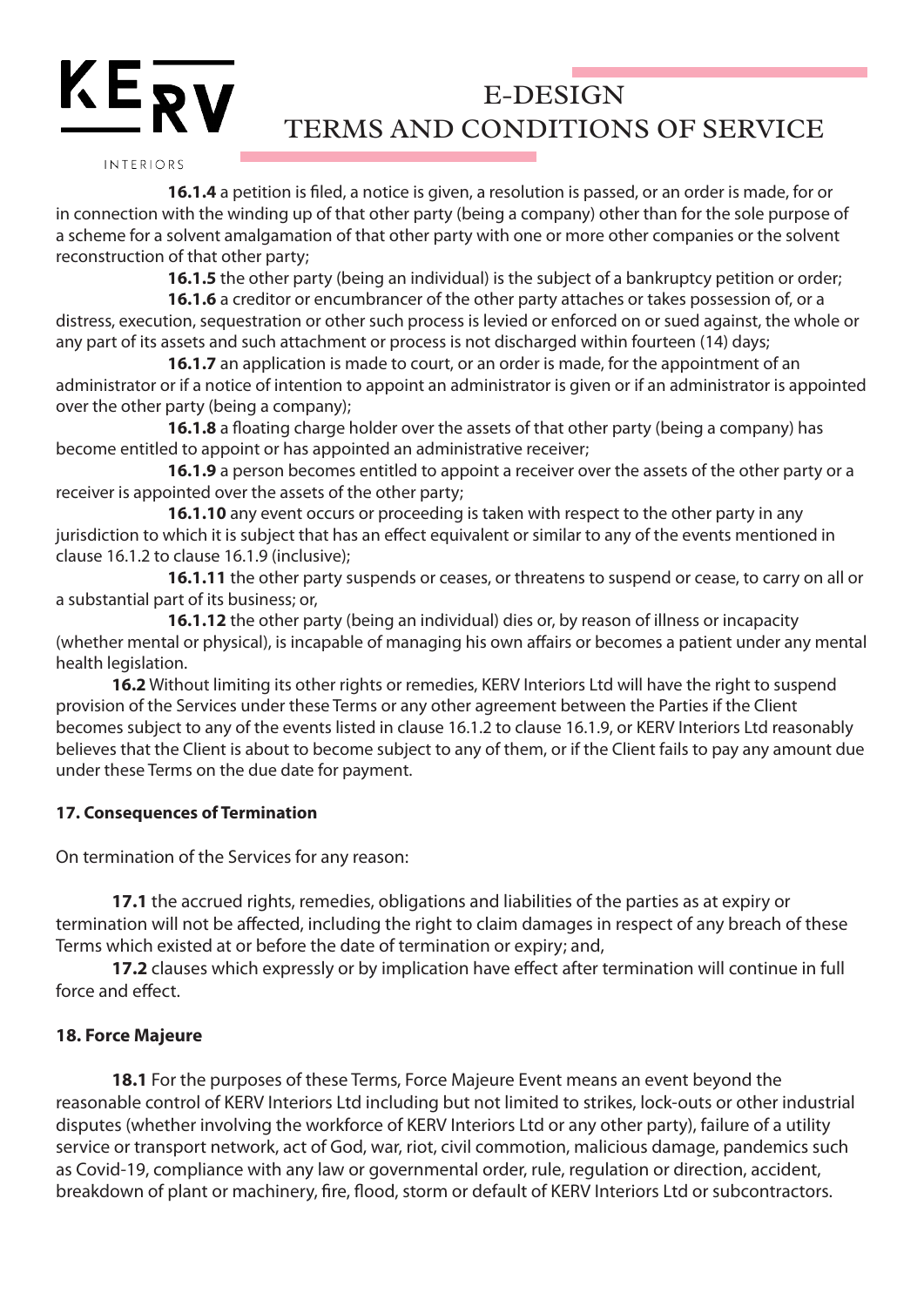**16.1.4** a petition is filed, a notice is given, a resolution is passed, or an order is made, for or in connection with the winding up of that other party (being a company) other than for the sole purpose of a scheme for a solvent amalgamation of that other party with one or more other companies or the solvent reconstruction of that other party;

**16.1.5** the other party (being an individual) is the subject of a bankruptcy petition or order;

**16.1.6** a creditor or encumbrancer of the other party attaches or takes possession of, or a distress, execution, sequestration or other such process is levied or enforced on or sued against, the whole or any part of its assets and such attachment or process is not discharged within fourteen (14) days;

**16.1.7** an application is made to court, or an order is made, for the appointment of an administrator or if a notice of intention to appoint an administrator is given or if an administrator is appointed over the other party (being a company);

**16.1.8** a floating charge holder over the assets of that other party (being a company) has become entitled to appoint or has appointed an administrative receiver;

**16.1.9** a person becomes entitled to appoint a receiver over the assets of the other party or a receiver is appointed over the assets of the other party;

**16.1.10** any event occurs or proceeding is taken with respect to the other party in any jurisdiction to which it is subject that has an effect equivalent or similar to any of the events mentioned in clause 16.1.2 to clause 16.1.9 (inclusive);

**16.1.11** the other party suspends or ceases, or threatens to suspend or cease, to carry on all or a substantial part of its business; or,

**16.1.12** the other party (being an individual) dies or, by reason of illness or incapacity (whether mental or physical), is incapable of managing his own affairs or becomes a patient under any mental health legislation.

**16.2** Without limiting its other rights or remedies, KERV Interiors Ltd will have the right to suspend provision of the Services under these Terms or any other agreement between the Parties if the Client becomes subject to any of the events listed in clause 16.1.2 to clause 16.1.9, or KERV Interiors Ltd reasonably believes that the Client is about to become subject to any of them, or if the Client fails to pay any amount due under these Terms on the due date for payment.

**17. Consequences of Termination**

On termination of the Services for any reason:

**17.1** the accrued rights, remedies, obligations and liabilities of the parties as at expiry or termination will not be affected, including the right to claim damages in respect of any breach of these Terms which existed at or before the date of termination or expiry; and,

**17.2** clauses which expressly or by implication have effect after termination will continue in full force and effect.

**18. Force Majeure**

**18.1** For the purposes of these Terms, Force Majeure Event means an event beyond the reasonable control of KERV Interiors Ltd including but not limited to strikes, lock-outs or other industrial disputes (whether involving the workforce of KERV Interiors Ltd or any other party), failure of a utility service or transport network, act of God, war, riot, civil commotion, malicious damage, pandemics such as Covid-19, compliance with any law or governmental order, rule, regulation or direction, accident, breakdown of plant or machinery, fire, flood, storm or default of KERV Interiors Ltd or subcontractors.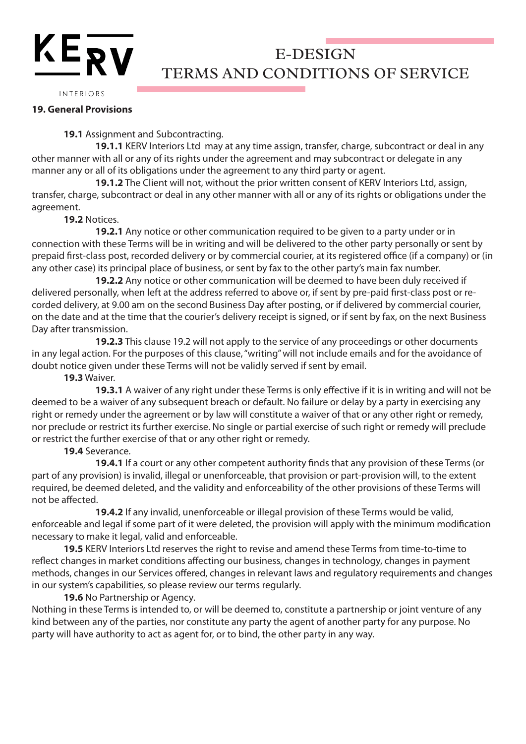## 19. General Provisions

**19.1** Assignment and Subcontracting.

**19.1.1** KERV Interiors Ltd may at any time assign, transfer, charge, subcontract or deal in any other manner with all or any of its rights under the agreement and may subcontract or delegate in any manner any or all of its obligations under the agreement to any third party or agent.

**19.1.2** The Client will not, without the prior written consent of KERV Interiors Ltd, assign, transfer, charge, subcontract or deal in any other manner with all or any of its rights or obligations under the agreement.

**19.2** Notices.

**19.2.1** Any notice or other communication required to be given to a party under or in connection with these Terms will be in writing and will be delivered to the other party personally or sent by prepaid first-class post, recorded delivery or by commercial courier, at its registered office (if a company) or (in any other case) its principal place of business, or sent by fax to the other party's main fax number.

**19.2.2** Any notice or other communication will be deemed to have been duly received if delivered personally, when left at the address referred to above or, if sent by pre-paid first-class post or recorded delivery, at 9.00 am on the second Business Day after posting, or if delivered by commercial courier, on the date and at the time that the courier's delivery receipt is signed, or if sent by fax, on the next Business Day after transmission.

**19.2.3** This clause 19.2 will not apply to the service of any proceedings or other documents in any legal action. For the purposes of this clause, "writing" will not include emails and for the avoidance of doubt notice given under these Terms will not be validly served if sent by email.

**19.3** Waiver.

**19.3.1** A waiver of any right under these Terms is only effective if it is in writing and will not be deemed to be a waiver of any subsequent breach or default. No failure or delay by a party in exercising any right or remedy under the agreement or by law will constitute a waiver of that or any other right or remedy, nor preclude or restrict its further exercise. No single or partial exercise of such right or remedy will preclude or restrict the further exercise of that or any other right or remedy.

**19.4** Severance.

**19.4.1** If a court or any other competent authority finds that any provision of these Terms (or part of any provision) is invalid, illegal or unenforceable, that provision or part-provision will, to the extent required, be deemed deleted, and the validity and enforceability of the other provisions of these Terms will not be affected.

**19.4.2** If any invalid, unenforceable or illegal provision of these Terms would be valid, enforceable and legal if some part of it were deleted, the provision will apply with the minimum modification necessary to make it legal, valid and enforceable.

**19.5** KERV Interiors Ltd reserves the right to revise and amend these Terms from time-to-time to reflect changes in market conditions affecting our business, changes in technology, changes in payment methods, changes in our Services offered, changes in relevant laws and regulatory requirements and changes in our system's capabilities, so please review our terms regularly.

**19.6** No Partnership or Agency.

Nothing in these Terms is intended to, or will be deemed to, constitute a partnership or joint venture of any kind between any of the parties, nor constitute any party the agent of another party for any purpose. No party will have authority to act as agent for, or to bind, the other party in any way.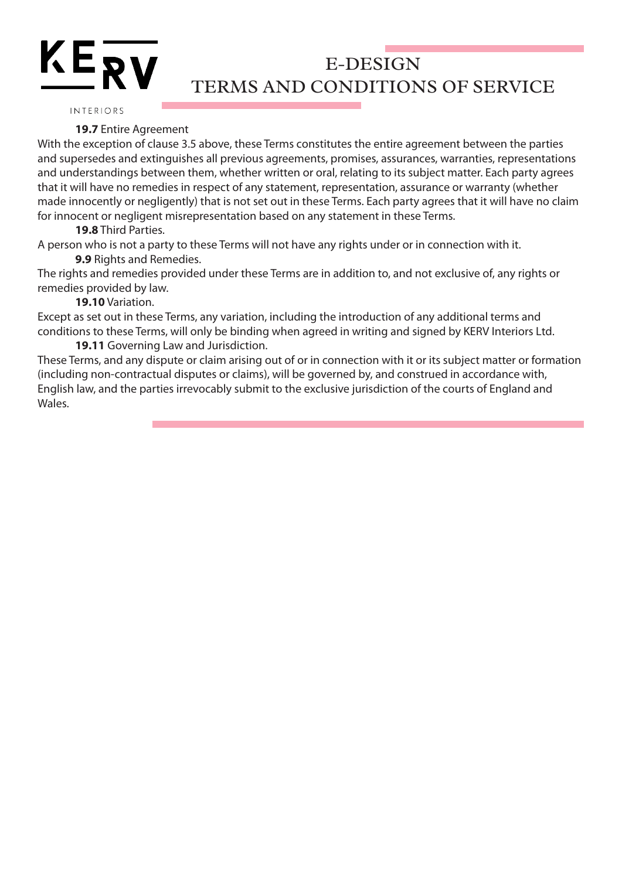**19.7** Entire Agreement

With the exception of clause 3.5 above, these Terms constitutes the entire agreement between the parties and supersedes and extinguishes all previous agreements, promises, assurances, warranties, representations and understandings between them, whether written or oral, relating to its subject matter. Each party agrees that it will have no remedies in respect of any statement, representation, assurance or warranty (whether made innocently or negligently) that is not set out in these Terms. Each party agrees that it will have no claim for innocent or negligent misrepresentation based on any statement in these Terms.

**19.8** Third Parties.

A person who is not a party to these Terms will not have any rights under or in connection with it.

**9.9** Rights and Remedies.

The rights and remedies provided under these Terms are in addition to, and not exclusive of, any rights or remedies provided by law.

**19.10** Variation.

Except as set out in these Terms, any variation, including the introduction of any additional terms and conditions to these Terms, will only be binding when agreed in writing and signed by KERV Interiors Ltd.

**19.11** Governing Law and Jurisdiction.

These Terms, and any dispute or claim arising out of or in connection with it or its subject matter or formation (including non-contractual disputes or claims), will be governed by, and construed in accordance with, English law, and the parties irrevocably submit to the exclusive jurisdiction of the courts of England and Wales.